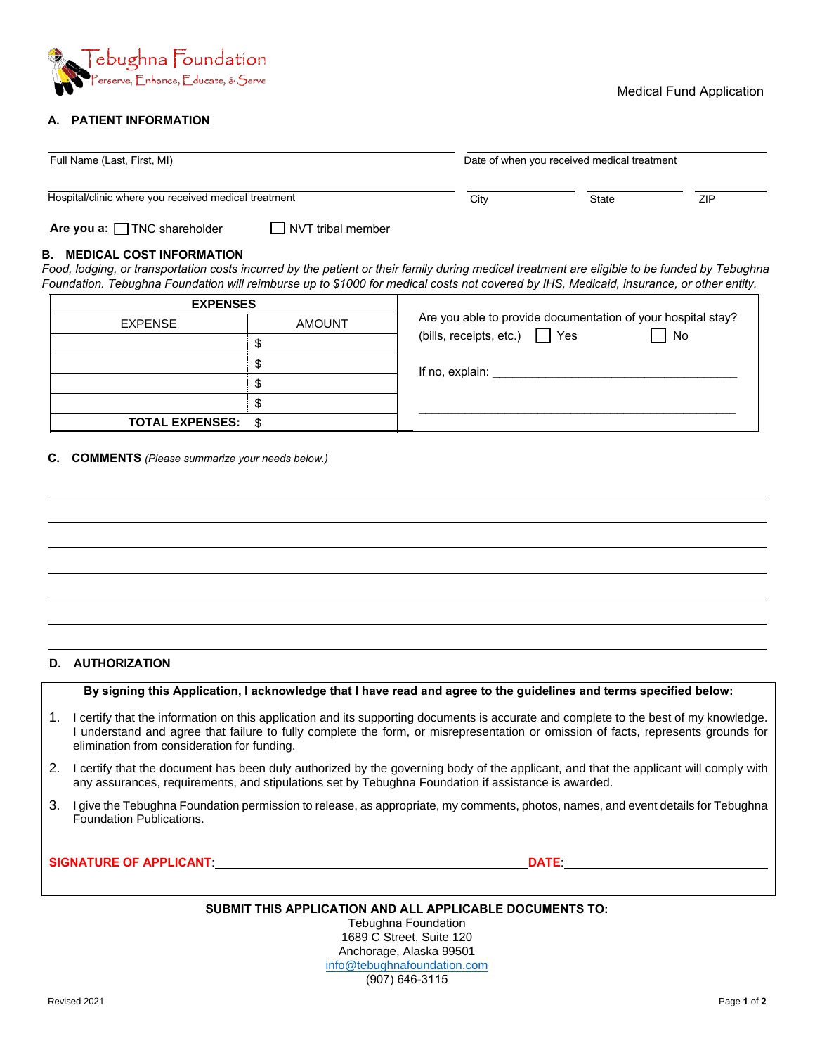Tebughna Foundation
Perserve, Enhance, Educate, & Serve

Medical Fund Application

## A. PATIENT INFORMATION

Full Name (Last, First, MI) ____________________ Date of when you received medical treatment ____________________

Hospital/clinic where you received medical treatment ____________________ City __________ State __________ ZIP __________

**Are you a:** ☐ TNC shareholder ☐ NVT tribal member

## B. MEDICAL COST INFORMATION

*Food, lodging, or transportation costs incurred by the patient or their family during medical treatment are eligible to be funded by Tebughna Foundation. Tebughna Foundation will reimburse up to $1000 for medical costs not covered by IHS, Medicaid, insurance, or other entity.*

| **EXPENSES** | |
|---|---|
| EXPENSE | AMOUNT |
| | $ |
| | $ |
| | $ |
| | $ |
| **TOTAL EXPENSES:** | $ |

Are you able to provide documentation of your hospital stay? (bills, receipts, etc.) ☐ Yes ☐ No

If no, explain: ________________________________________

________________________________________

## C. COMMENTS *(Please summarize your needs below.)*

________________________________________

________________________________________

________________________________________

________________________________________

________________________________________

________________________________________

________________________________________

## D. AUTHORIZATION

**By signing this Application, I acknowledge that I have read and agree to the guidelines and terms specified below:**

1. I certify that the information on this application and its supporting documents is accurate and complete to the best of my knowledge. I understand and agree that failure to fully complete the form, or misrepresentation or omission of facts, represents grounds for elimination from consideration for funding.
2. I certify that the document has been duly authorized by the governing body of the applicant, and that the applicant will comply with any assurances, requirements, and stipulations set by Tebughna Foundation if assistance is awarded.
3. I give the Tebughna Foundation permission to release, as appropriate, my comments, photos, names, and event details for Tebughna Foundation Publications.

**SIGNATURE OF APPLICANT**: ________________________________ **DATE**: ____________________

**SUBMIT THIS APPLICATION AND ALL APPLICABLE DOCUMENTS TO:**

Tebughna Foundation
1689 C Street, Suite 120
Anchorage, Alaska 99501
info@tebughnafoundation.com
(907) 646-3115

Revised 2021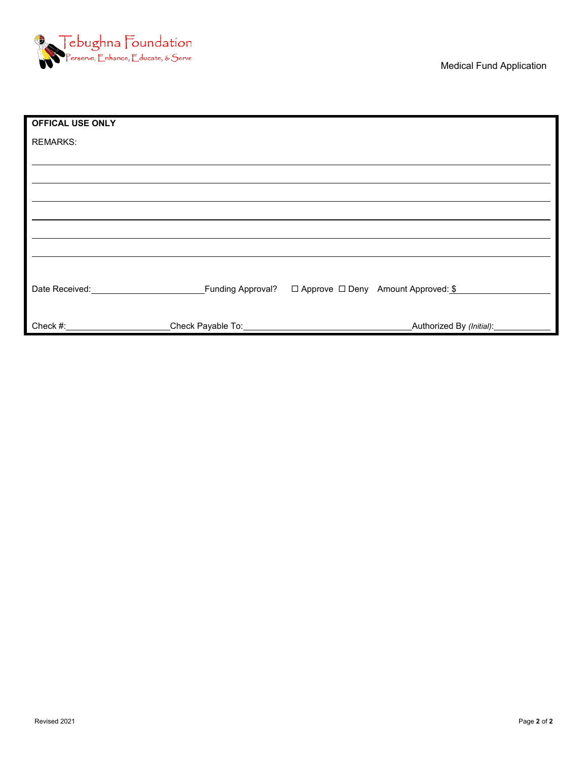Tebughna Foundation

Perserve, Enhance, Educate, & Serve

Medical Fund Application

**OFFICAL USE ONLY**

REMARKS:

\_\_\_\_\_\_\_\_\_\_\_\_\_\_\_\_\_\_\_\_\_\_\_\_\_\_\_\_\_\_\_\_\_\_\_\_\_\_\_\_\_\_\_\_\_\_\_\_\_\_\_\_\_\_\_\_\_\_\_\_

\_\_\_\_\_\_\_\_\_\_\_\_\_\_\_\_\_\_\_\_\_\_\_\_\_\_\_\_\_\_\_\_\_\_\_\_\_\_\_\_\_\_\_\_\_\_\_\_\_\_\_\_\_\_\_\_\_\_\_\_

\_\_\_\_\_\_\_\_\_\_\_\_\_\_\_\_\_\_\_\_\_\_\_\_\_\_\_\_\_\_\_\_\_\_\_\_\_\_\_\_\_\_\_\_\_\_\_\_\_\_\_\_\_\_\_\_\_\_\_\_

\_\_\_\_\_\_\_\_\_\_\_\_\_\_\_\_\_\_\_\_\_\_\_\_\_\_\_\_\_\_\_\_\_\_\_\_\_\_\_\_\_\_\_\_\_\_\_\_\_\_\_\_\_\_\_\_\_\_\_\_

\_\_\_\_\_\_\_\_\_\_\_\_\_\_\_\_\_\_\_\_\_\_\_\_\_\_\_\_\_\_\_\_\_\_\_\_\_\_\_\_\_\_\_\_\_\_\_\_\_\_\_\_\_\_\_\_\_\_\_\_

\_\_\_\_\_\_\_\_\_\_\_\_\_\_\_\_\_\_\_\_\_\_\_\_\_\_\_\_\_\_\_\_\_\_\_\_\_\_\_\_\_\_\_\_\_\_\_\_\_\_\_\_\_\_\_\_\_\_\_\_

Date Received:\_\_\_\_\_\_\_\_\_\_\_\_\_\_\_\_\_\_\_\_ Funding Approval? ☐ Approve ☐ Deny Amount Approved: $\_\_\_\_\_\_\_\_\_\_\_\_\_\_\_\_\_\_\_\_

Check #:\_\_\_\_\_\_\_\_\_\_\_\_\_\_\_\_\_\_\_\_ Check Payable To:\_\_\_\_\_\_\_\_\_\_\_\_\_\_\_\_\_\_\_\_\_\_\_\_\_\_\_\_\_\_ Authorized By *(Initial)*:\_\_\_\_\_\_\_\_\_\_

Revised 2021